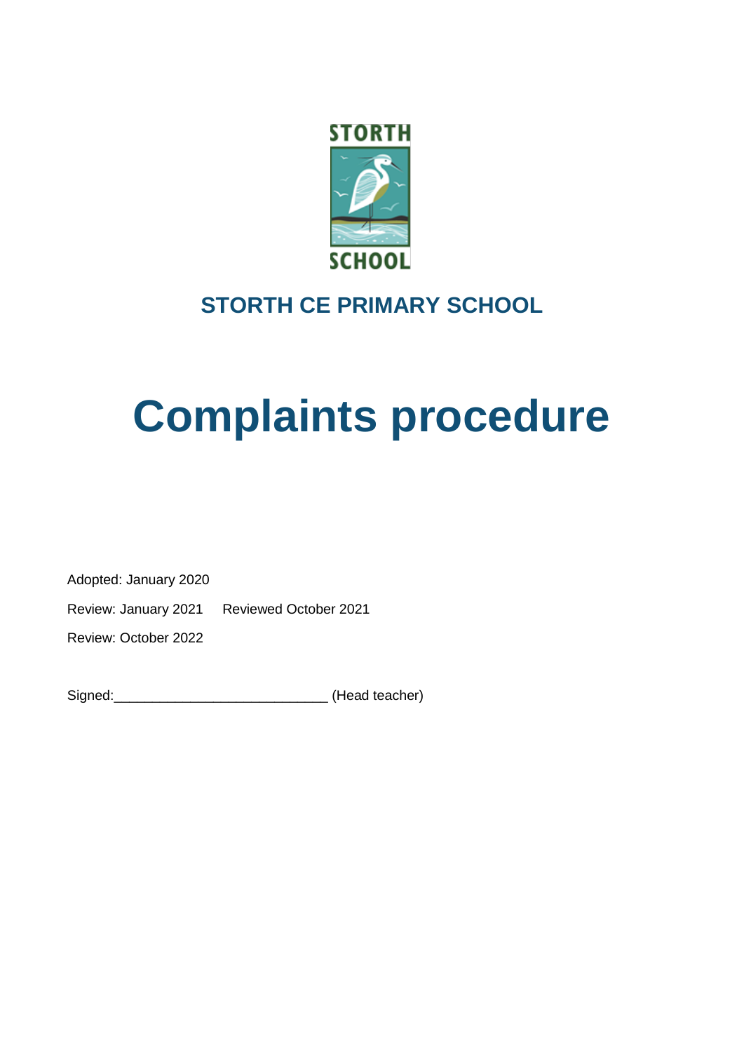STORTH SCHOOL

## STORTH CE PRIMARY SCHOOL

# Complaints procedure

Adopted: January 2020

Review: January 2021 Reviewed October 2021

Review: October 2022

Signed:____________________________ (Head teacher)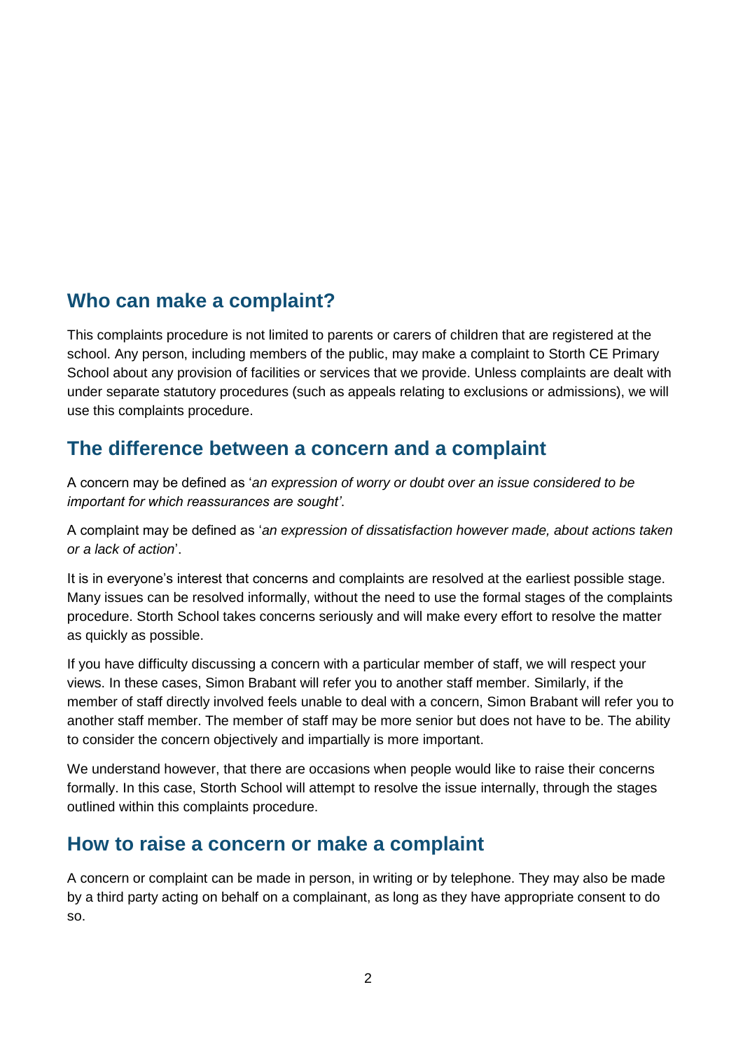## Who can make a complaint?

This complaints procedure is not limited to parents or carers of children that are registered at the school. Any person, including members of the public, may make a complaint to Storth CE Primary School about any provision of facilities or services that we provide. Unless complaints are dealt with under separate statutory procedures (such as appeals relating to exclusions or admissions), we will use this complaints procedure.

## The difference between a concern and a complaint

A concern may be defined as '*an expression of worry or doubt over an issue considered to be important for which reassurances are sought'*.

A complaint may be defined as '*an expression of dissatisfaction however made, about actions taken or a lack of action*'.

It is in everyone's interest that concerns and complaints are resolved at the earliest possible stage. Many issues can be resolved informally, without the need to use the formal stages of the complaints procedure. Storth School takes concerns seriously and will make every effort to resolve the matter as quickly as possible.

If you have difficulty discussing a concern with a particular member of staff, we will respect your views. In these cases, Simon Brabant will refer you to another staff member. Similarly, if the member of staff directly involved feels unable to deal with a concern, Simon Brabant will refer you to another staff member. The member of staff may be more senior but does not have to be. The ability to consider the concern objectively and impartially is more important.

We understand however, that there are occasions when people would like to raise their concerns formally. In this case, Storth School will attempt to resolve the issue internally, through the stages outlined within this complaints procedure.

## How to raise a concern or make a complaint

A concern or complaint can be made in person, in writing or by telephone. They may also be made by a third party acting on behalf on a complainant, as long as they have appropriate consent to do so.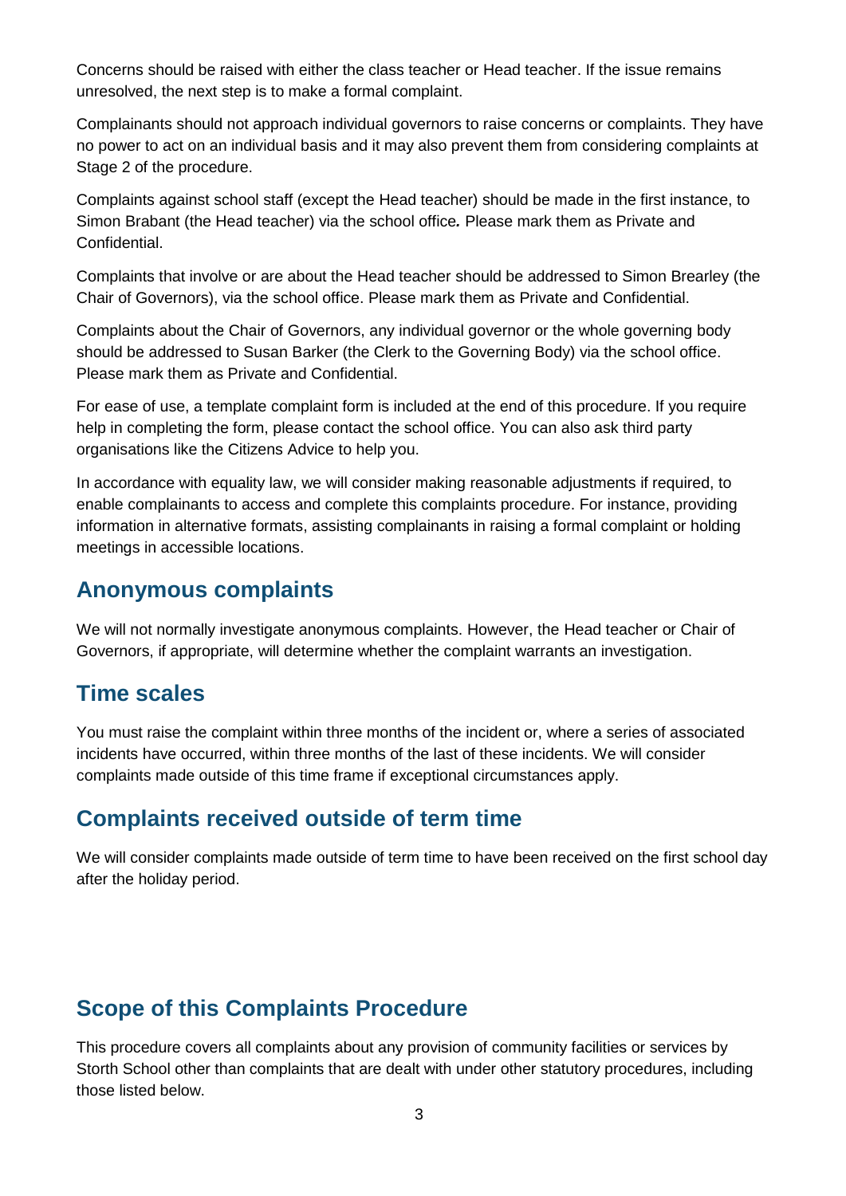Concerns should be raised with either the class teacher or Head teacher. If the issue remains unresolved, the next step is to make a formal complaint.

Complainants should not approach individual governors to raise concerns or complaints. They have no power to act on an individual basis and it may also prevent them from considering complaints at Stage 2 of the procedure.

Complaints against school staff (except the Head teacher) should be made in the first instance, to Simon Brabant (the Head teacher) via the school office*.* Please mark them as Private and Confidential.

Complaints that involve or are about the Head teacher should be addressed to Simon Brearley (the Chair of Governors), via the school office. Please mark them as Private and Confidential.

Complaints about the Chair of Governors, any individual governor or the whole governing body should be addressed to Susan Barker (the Clerk to the Governing Body) via the school office. Please mark them as Private and Confidential.

For ease of use, a template complaint form is included at the end of this procedure. If you require help in completing the form, please contact the school office. You can also ask third party organisations like the Citizens Advice to help you.

In accordance with equality law, we will consider making reasonable adjustments if required, to enable complainants to access and complete this complaints procedure. For instance, providing information in alternative formats, assisting complainants in raising a formal complaint or holding meetings in accessible locations.

## Anonymous complaints

We will not normally investigate anonymous complaints. However, the Head teacher or Chair of Governors, if appropriate, will determine whether the complaint warrants an investigation.

## Time scales

You must raise the complaint within three months of the incident or, where a series of associated incidents have occurred, within three months of the last of these incidents. We will consider complaints made outside of this time frame if exceptional circumstances apply.

## Complaints received outside of term time

We will consider complaints made outside of term time to have been received on the first school day after the holiday period.

## Scope of this Complaints Procedure

This procedure covers all complaints about any provision of community facilities or services by Storth School other than complaints that are dealt with under other statutory procedures, including those listed below.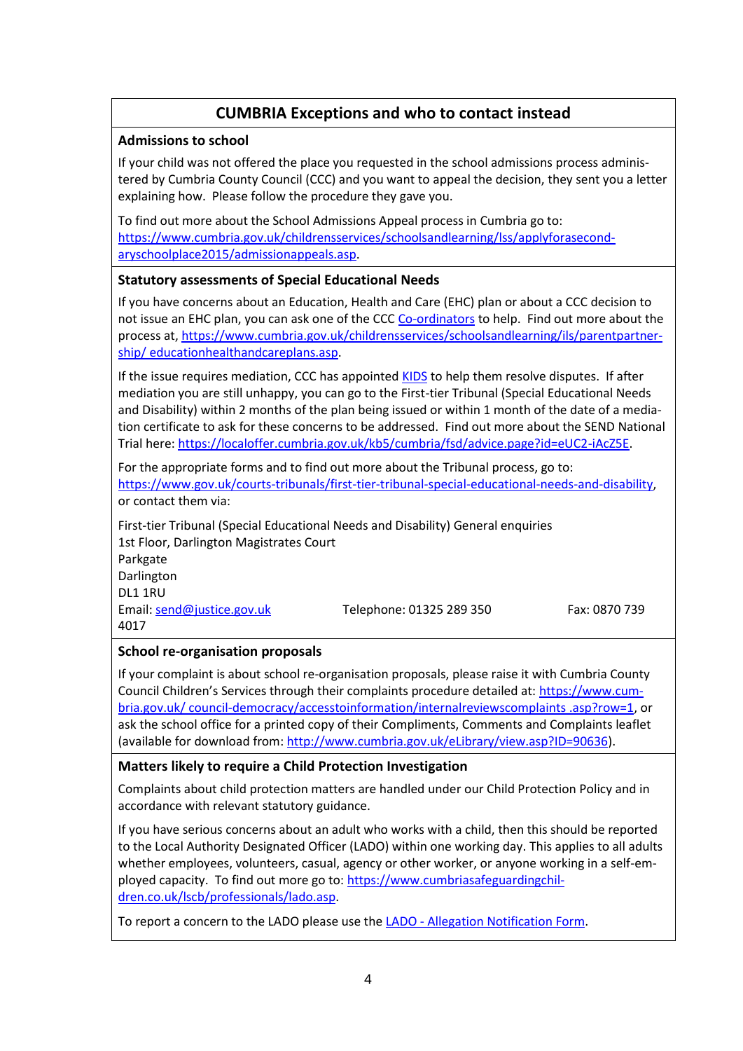## CUMBRIA Exceptions and who to contact instead

### Admissions to school

If your child was not offered the place you requested in the school admissions process administered by Cumbria County Council (CCC) and you want to appeal the decision, they sent you a letter explaining how. Please follow the procedure they gave you.

To find out more about the School Admissions Appeal process in Cumbria go to: https://www.cumbria.gov.uk/childrensservices/schoolsandlearning/lss/applyforasecondaryschoolplace2015/admissionappeals.asp.

### Statutory assessments of Special Educational Needs

If you have concerns about an Education, Health and Care (EHC) plan or about a CCC decision to not issue an EHC plan, you can ask one of the CCC Co-ordinators to help. Find out more about the process at, https://www.cumbria.gov.uk/childrensservices/schoolsandlearning/ils/parentpartnership/ educationhealthandcareplans.asp.

If the issue requires mediation, CCC has appointed KIDS to help them resolve disputes. If after mediation you are still unhappy, you can go to the First-tier Tribunal (Special Educational Needs and Disability) within 2 months of the plan being issued or within 1 month of the date of a mediation certificate to ask for these concerns to be addressed. Find out more about the SEND National Trial here: https://localoffer.cumbria.gov.uk/kb5/cumbria/fsd/advice.page?id=eUC2-iAcZ5E.

For the appropriate forms and to find out more about the Tribunal process, go to: https://www.gov.uk/courts-tribunals/first-tier-tribunal-special-educational-needs-and-disability, or contact them via:

First-tier Tribunal (Special Educational Needs and Disability) General enquiries
1st Floor, Darlington Magistrates Court
Parkgate
Darlington
DL1 1RU
Email: send@justice.gov.uk Telephone: 01325 289 350 Fax: 0870 739 4017

### School re-organisation proposals

If your complaint is about school re-organisation proposals, please raise it with Cumbria County Council Children's Services through their complaints procedure detailed at: https://www.cumbria.gov.uk/ council-democracy/accesstoinformation/internalreviewscomplaints .asp?row=1, or ask the school office for a printed copy of their Compliments, Comments and Complaints leaflet (available for download from: http://www.cumbria.gov.uk/eLibrary/view.asp?ID=90636).

### Matters likely to require a Child Protection Investigation

Complaints about child protection matters are handled under our Child Protection Policy and in accordance with relevant statutory guidance.

If you have serious concerns about an adult who works with a child, then this should be reported to the Local Authority Designated Officer (LADO) within one working day. This applies to all adults whether employees, volunteers, casual, agency or other worker, or anyone working in a self-employed capacity. To find out more go to: https://www.cumbriasafeguardingchildren.co.uk/lscb/professionals/lado.asp.

To report a concern to the LADO please use the LADO - Allegation Notification Form.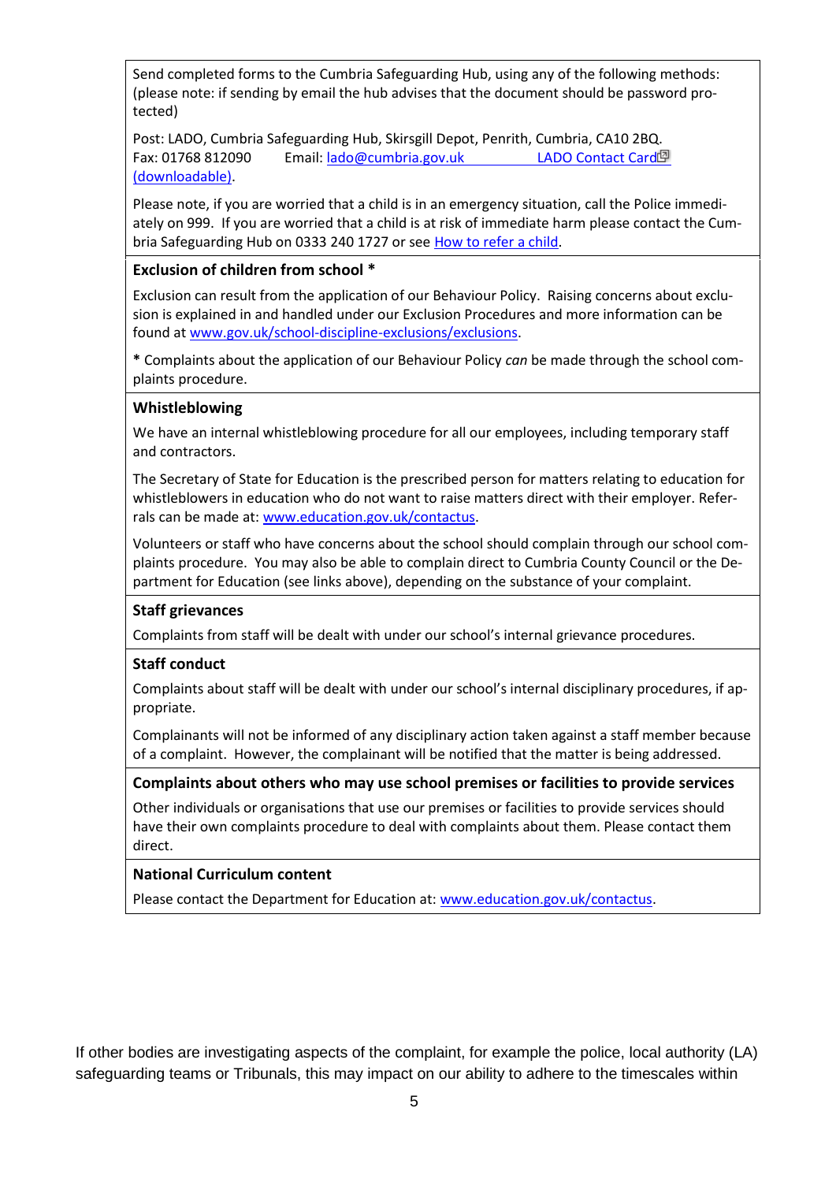Send completed forms to the Cumbria Safeguarding Hub, using any of the following methods: (please note: if sending by email the hub advises that the document should be password protected)

Post: LADO, Cumbria Safeguarding Hub, Skirsgill Depot, Penrith, Cumbria, CA10 2BQ.
Fax: 01768 812090 Email: lado@cumbria.gov.uk LADO Contact Card (downloadable).

Please note, if you are worried that a child is in an emergency situation, call the Police immediately on 999. If you are worried that a child is at risk of immediate harm please contact the Cumbria Safeguarding Hub on 0333 240 1727 or see How to refer a child.

**Exclusion of children from school ***

Exclusion can result from the application of our Behaviour Policy. Raising concerns about exclusion is explained in and handled under our Exclusion Procedures and more information can be found at www.gov.uk/school-discipline-exclusions/exclusions.

**\*** Complaints about the application of our Behaviour Policy *can* be made through the school complaints procedure.

**Whistleblowing**

We have an internal whistleblowing procedure for all our employees, including temporary staff and contractors.

The Secretary of State for Education is the prescribed person for matters relating to education for whistleblowers in education who do not want to raise matters direct with their employer. Referrals can be made at: www.education.gov.uk/contactus.

Volunteers or staff who have concerns about the school should complain through our school complaints procedure. You may also be able to complain direct to Cumbria County Council or the Department for Education (see links above), depending on the substance of your complaint.

**Staff grievances**

Complaints from staff will be dealt with under our school's internal grievance procedures.

**Staff conduct**

Complaints about staff will be dealt with under our school's internal disciplinary procedures, if appropriate.

Complainants will not be informed of any disciplinary action taken against a staff member because of a complaint. However, the complainant will be notified that the matter is being addressed.

**Complaints about others who may use school premises or facilities to provide services**

Other individuals or organisations that use our premises or facilities to provide services should have their own complaints procedure to deal with complaints about them. Please contact them direct.

**National Curriculum content**

Please contact the Department for Education at: www.education.gov.uk/contactus.

If other bodies are investigating aspects of the complaint, for example the police, local authority (LA) safeguarding teams or Tribunals, this may impact on our ability to adhere to the timescales within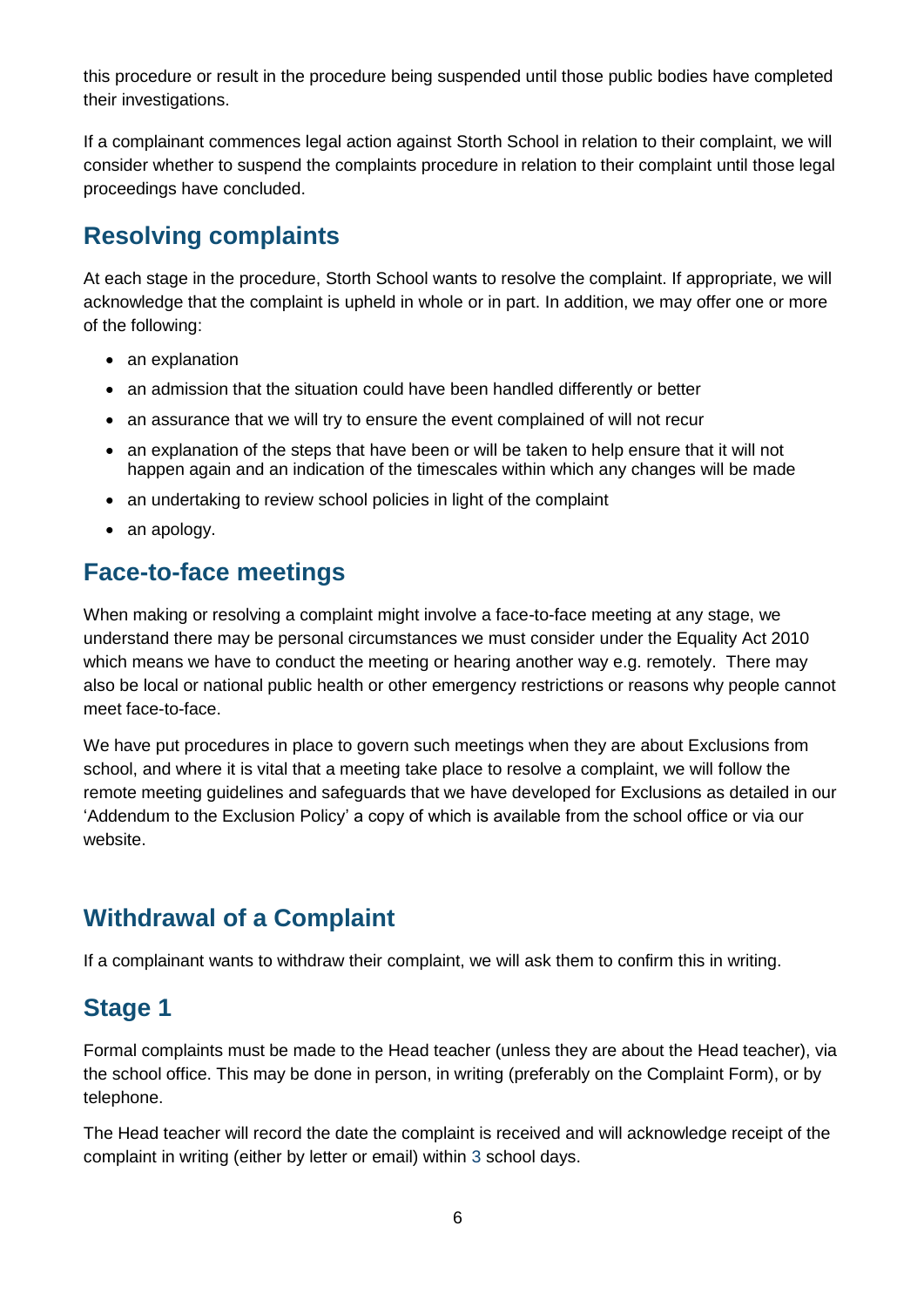this procedure or result in the procedure being suspended until those public bodies have completed their investigations.

If a complainant commences legal action against Storth School in relation to their complaint, we will consider whether to suspend the complaints procedure in relation to their complaint until those legal proceedings have concluded.

## Resolving complaints

At each stage in the procedure, Storth School wants to resolve the complaint. If appropriate, we will acknowledge that the complaint is upheld in whole or in part. In addition, we may offer one or more of the following:

- an explanation
- an admission that the situation could have been handled differently or better
- an assurance that we will try to ensure the event complained of will not recur
- an explanation of the steps that have been or will be taken to help ensure that it will not happen again and an indication of the timescales within which any changes will be made
- an undertaking to review school policies in light of the complaint
- an apology.

## Face-to-face meetings

When making or resolving a complaint might involve a face-to-face meeting at any stage, we understand there may be personal circumstances we must consider under the Equality Act 2010 which means we have to conduct the meeting or hearing another way e.g. remotely. There may also be local or national public health or other emergency restrictions or reasons why people cannot meet face-to-face.

We have put procedures in place to govern such meetings when they are about Exclusions from school, and where it is vital that a meeting take place to resolve a complaint, we will follow the remote meeting guidelines and safeguards that we have developed for Exclusions as detailed in our 'Addendum to the Exclusion Policy' a copy of which is available from the school office or via our website.

## Withdrawal of a Complaint

If a complainant wants to withdraw their complaint, we will ask them to confirm this in writing.

## Stage 1

Formal complaints must be made to the Head teacher (unless they are about the Head teacher), via the school office. This may be done in person, in writing (preferably on the Complaint Form), or by telephone.

The Head teacher will record the date the complaint is received and will acknowledge receipt of the complaint in writing (either by letter or email) within 3 school days.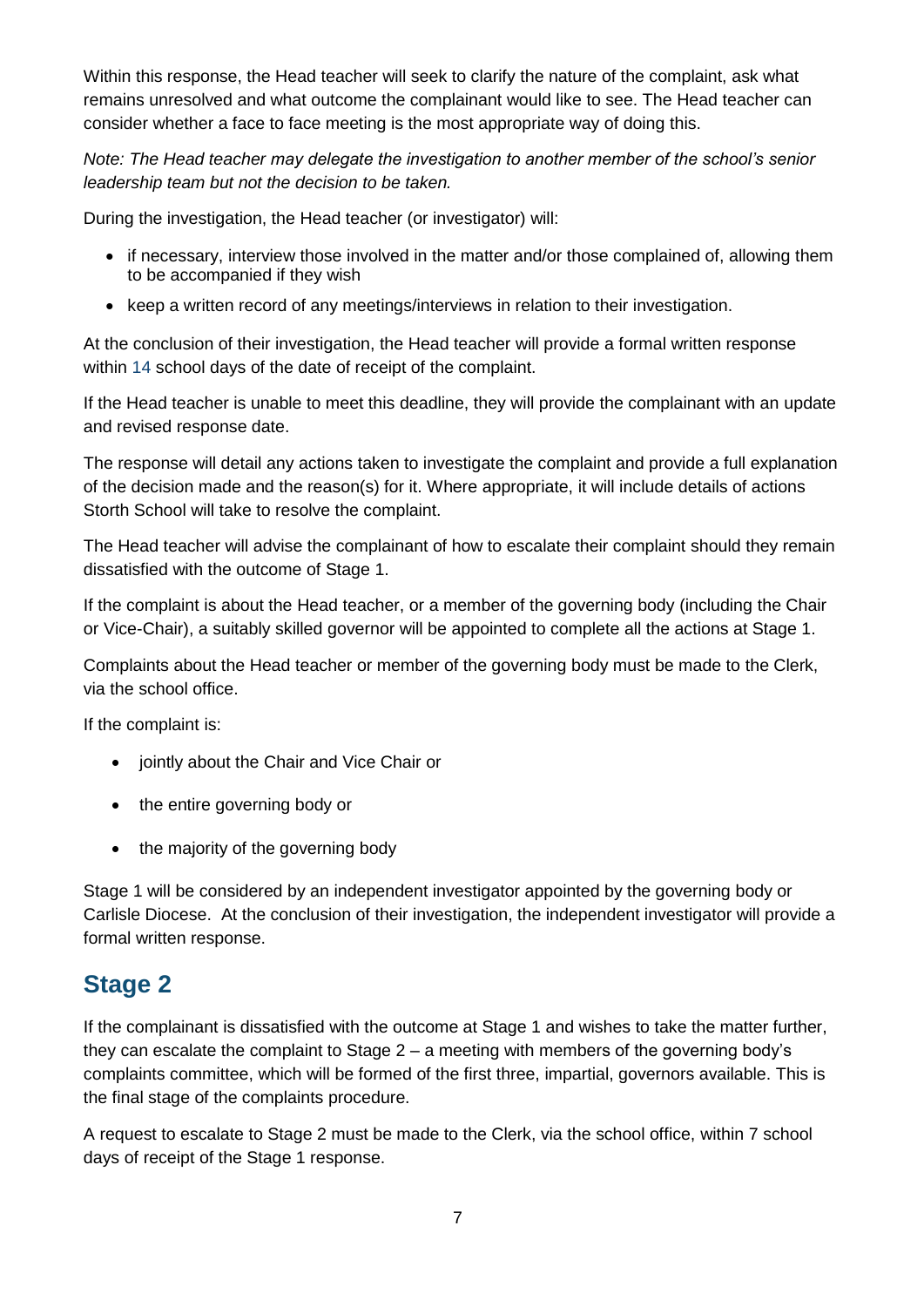Within this response, the Head teacher will seek to clarify the nature of the complaint, ask what remains unresolved and what outcome the complainant would like to see. The Head teacher can consider whether a face to face meeting is the most appropriate way of doing this.

*Note: The Head teacher may delegate the investigation to another member of the school's senior leadership team but not the decision to be taken.*

During the investigation, the Head teacher (or investigator) will:

- if necessary, interview those involved in the matter and/or those complained of, allowing them to be accompanied if they wish
- keep a written record of any meetings/interviews in relation to their investigation.

At the conclusion of their investigation, the Head teacher will provide a formal written response within 14 school days of the date of receipt of the complaint.

If the Head teacher is unable to meet this deadline, they will provide the complainant with an update and revised response date.

The response will detail any actions taken to investigate the complaint and provide a full explanation of the decision made and the reason(s) for it. Where appropriate, it will include details of actions Storth School will take to resolve the complaint.

The Head teacher will advise the complainant of how to escalate their complaint should they remain dissatisfied with the outcome of Stage 1.

If the complaint is about the Head teacher, or a member of the governing body (including the Chair or Vice-Chair), a suitably skilled governor will be appointed to complete all the actions at Stage 1.

Complaints about the Head teacher or member of the governing body must be made to the Clerk, via the school office.

If the complaint is:

- jointly about the Chair and Vice Chair or
- the entire governing body or
- the majority of the governing body

Stage 1 will be considered by an independent investigator appointed by the governing body or Carlisle Diocese. At the conclusion of their investigation, the independent investigator will provide a formal written response.

## Stage 2

If the complainant is dissatisfied with the outcome at Stage 1 and wishes to take the matter further, they can escalate the complaint to Stage 2 – a meeting with members of the governing body's complaints committee, which will be formed of the first three, impartial, governors available. This is the final stage of the complaints procedure.

A request to escalate to Stage 2 must be made to the Clerk, via the school office, within 7 school days of receipt of the Stage 1 response.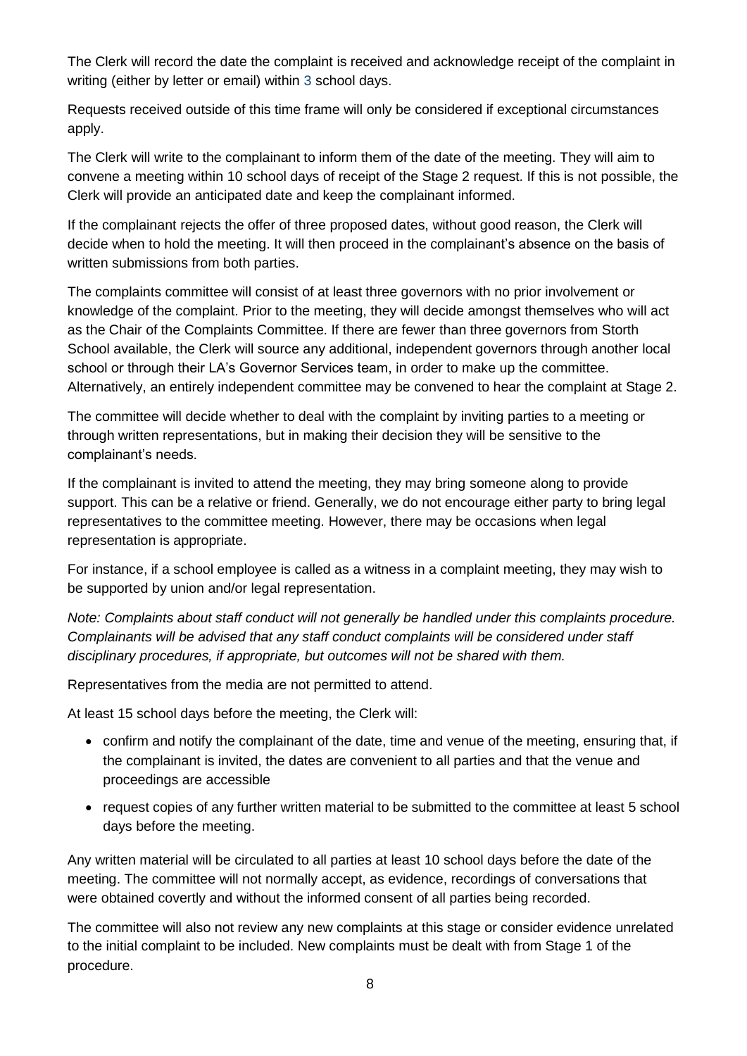The Clerk will record the date the complaint is received and acknowledge receipt of the complaint in writing (either by letter or email) within 3 school days.

Requests received outside of this time frame will only be considered if exceptional circumstances apply.

The Clerk will write to the complainant to inform them of the date of the meeting. They will aim to convene a meeting within 10 school days of receipt of the Stage 2 request. If this is not possible, the Clerk will provide an anticipated date and keep the complainant informed.

If the complainant rejects the offer of three proposed dates, without good reason, the Clerk will decide when to hold the meeting. It will then proceed in the complainant's absence on the basis of written submissions from both parties.

The complaints committee will consist of at least three governors with no prior involvement or knowledge of the complaint. Prior to the meeting, they will decide amongst themselves who will act as the Chair of the Complaints Committee. If there are fewer than three governors from Storth School available, the Clerk will source any additional, independent governors through another local school or through their LA's Governor Services team, in order to make up the committee. Alternatively, an entirely independent committee may be convened to hear the complaint at Stage 2.

The committee will decide whether to deal with the complaint by inviting parties to a meeting or through written representations, but in making their decision they will be sensitive to the complainant's needs.

If the complainant is invited to attend the meeting, they may bring someone along to provide support. This can be a relative or friend. Generally, we do not encourage either party to bring legal representatives to the committee meeting. However, there may be occasions when legal representation is appropriate.

For instance, if a school employee is called as a witness in a complaint meeting, they may wish to be supported by union and/or legal representation.

*Note: Complaints about staff conduct will not generally be handled under this complaints procedure. Complainants will be advised that any staff conduct complaints will be considered under staff disciplinary procedures, if appropriate, but outcomes will not be shared with them.*

Representatives from the media are not permitted to attend.

At least 15 school days before the meeting, the Clerk will:

- confirm and notify the complainant of the date, time and venue of the meeting, ensuring that, if the complainant is invited, the dates are convenient to all parties and that the venue and proceedings are accessible
- request copies of any further written material to be submitted to the committee at least 5 school days before the meeting.

Any written material will be circulated to all parties at least 10 school days before the date of the meeting. The committee will not normally accept, as evidence, recordings of conversations that were obtained covertly and without the informed consent of all parties being recorded.

The committee will also not review any new complaints at this stage or consider evidence unrelated to the initial complaint to be included. New complaints must be dealt with from Stage 1 of the procedure.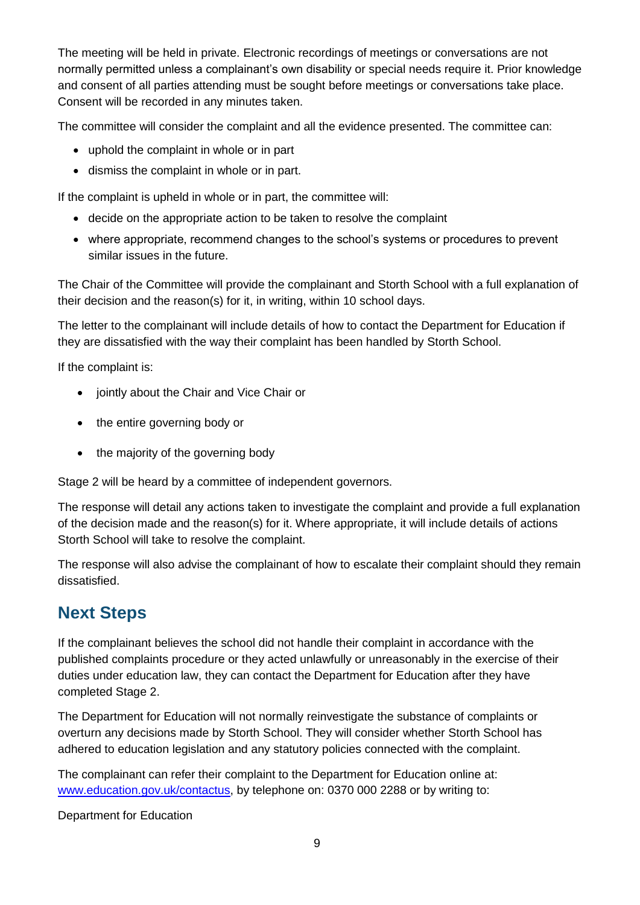The meeting will be held in private. Electronic recordings of meetings or conversations are not normally permitted unless a complainant's own disability or special needs require it. Prior knowledge and consent of all parties attending must be sought before meetings or conversations take place. Consent will be recorded in any minutes taken.

The committee will consider the complaint and all the evidence presented. The committee can:

- uphold the complaint in whole or in part
- dismiss the complaint in whole or in part.

If the complaint is upheld in whole or in part, the committee will:

- decide on the appropriate action to be taken to resolve the complaint
- where appropriate, recommend changes to the school's systems or procedures to prevent similar issues in the future.

The Chair of the Committee will provide the complainant and Storth School with a full explanation of their decision and the reason(s) for it, in writing, within 10 school days.

The letter to the complainant will include details of how to contact the Department for Education if they are dissatisfied with the way their complaint has been handled by Storth School.

If the complaint is:

- jointly about the Chair and Vice Chair or
- the entire governing body or
- the majority of the governing body

Stage 2 will be heard by a committee of independent governors.

The response will detail any actions taken to investigate the complaint and provide a full explanation of the decision made and the reason(s) for it. Where appropriate, it will include details of actions Storth School will take to resolve the complaint.

The response will also advise the complainant of how to escalate their complaint should they remain dissatisfied.

## Next Steps

If the complainant believes the school did not handle their complaint in accordance with the published complaints procedure or they acted unlawfully or unreasonably in the exercise of their duties under education law, they can contact the Department for Education after they have completed Stage 2.

The Department for Education will not normally reinvestigate the substance of complaints or overturn any decisions made by Storth School. They will consider whether Storth School has adhered to education legislation and any statutory policies connected with the complaint.

The complainant can refer their complaint to the Department for Education online at: [www.education.gov.uk/contactus](www.education.gov.uk/contactus), by telephone on: 0370 000 2288 or by writing to:

Department for Education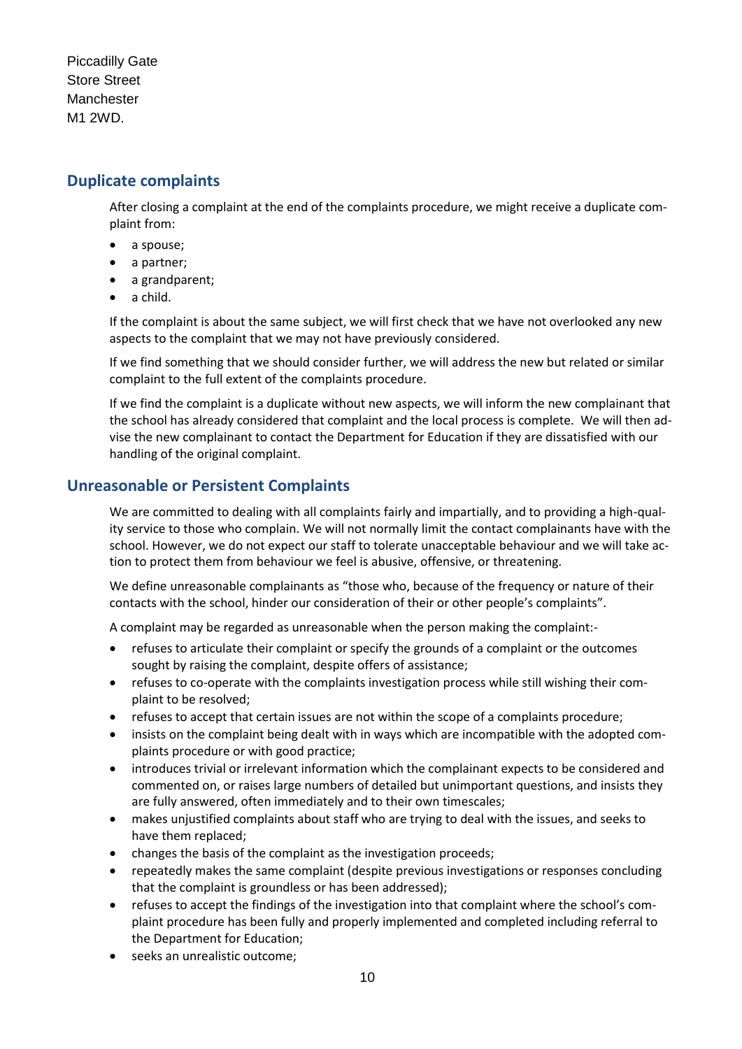Piccadilly Gate
Store Street
Manchester
M1 2WD.

## Duplicate complaints

After closing a complaint at the end of the complaints procedure, we might receive a duplicate complaint from:

- a spouse;
- a partner;
- a grandparent;
- a child.

If the complaint is about the same subject, we will first check that we have not overlooked any new aspects to the complaint that we may not have previously considered.

If we find something that we should consider further, we will address the new but related or similar complaint to the full extent of the complaints procedure.

If we find the complaint is a duplicate without new aspects, we will inform the new complainant that the school has already considered that complaint and the local process is complete. We will then advise the new complainant to contact the Department for Education if they are dissatisfied with our handling of the original complaint.

## Unreasonable or Persistent Complaints

We are committed to dealing with all complaints fairly and impartially, and to providing a high-quality service to those who complain. We will not normally limit the contact complainants have with the school. However, we do not expect our staff to tolerate unacceptable behaviour and we will take action to protect them from behaviour we feel is abusive, offensive, or threatening.

We define unreasonable complainants as "those who, because of the frequency or nature of their contacts with the school, hinder our consideration of their or other people's complaints".

A complaint may be regarded as unreasonable when the person making the complaint:-

- refuses to articulate their complaint or specify the grounds of a complaint or the outcomes sought by raising the complaint, despite offers of assistance;
- refuses to co-operate with the complaints investigation process while still wishing their complaint to be resolved;
- refuses to accept that certain issues are not within the scope of a complaints procedure;
- insists on the complaint being dealt with in ways which are incompatible with the adopted complaints procedure or with good practice;
- introduces trivial or irrelevant information which the complainant expects to be considered and commented on, or raises large numbers of detailed but unimportant questions, and insists they are fully answered, often immediately and to their own timescales;
- makes unjustified complaints about staff who are trying to deal with the issues, and seeks to have them replaced;
- changes the basis of the complaint as the investigation proceeds;
- repeatedly makes the same complaint (despite previous investigations or responses concluding that the complaint is groundless or has been addressed);
- refuses to accept the findings of the investigation into that complaint where the school's complaint procedure has been fully and properly implemented and completed including referral to the Department for Education;
- seeks an unrealistic outcome;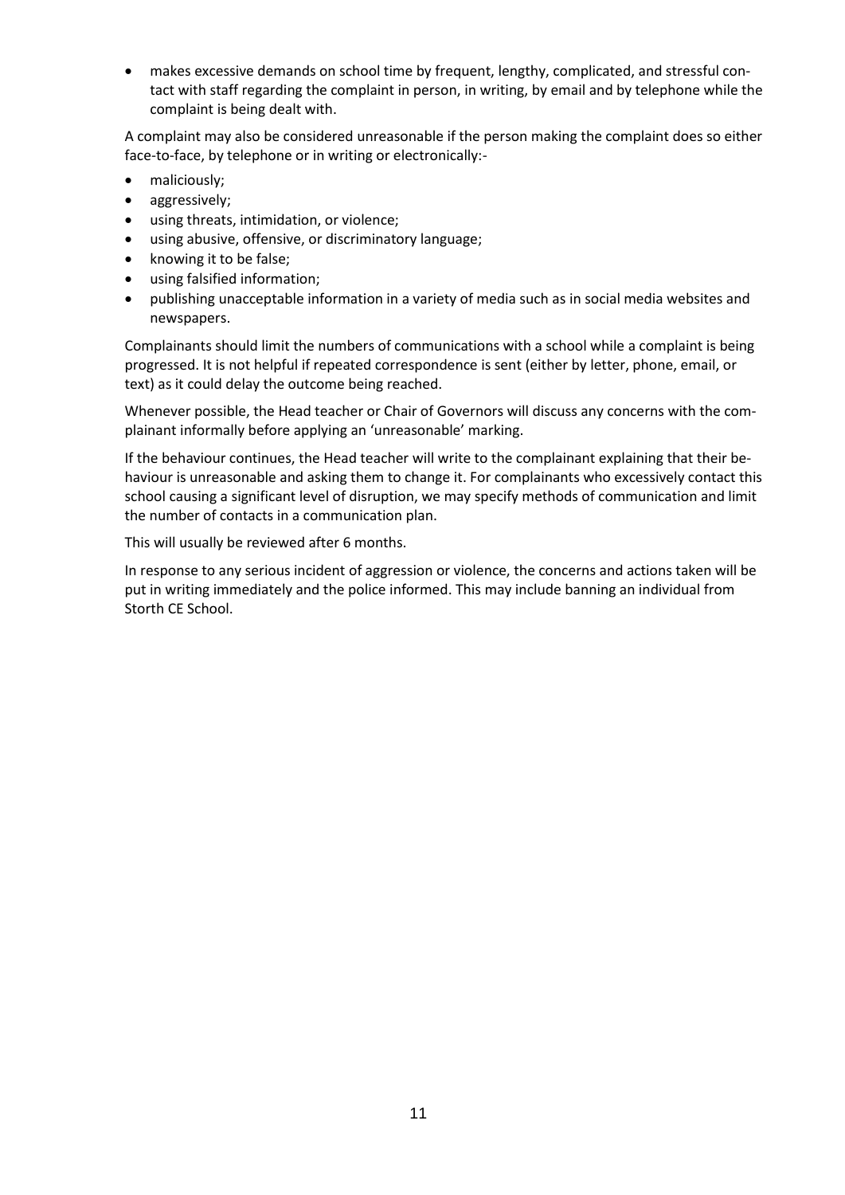- makes excessive demands on school time by frequent, lengthy, complicated, and stressful contact with staff regarding the complaint in person, in writing, by email and by telephone while the complaint is being dealt with.

A complaint may also be considered unreasonable if the person making the complaint does so either face-to-face, by telephone or in writing or electronically:-

- maliciously;
- aggressively;
- using threats, intimidation, or violence;
- using abusive, offensive, or discriminatory language;
- knowing it to be false;
- using falsified information;
- publishing unacceptable information in a variety of media such as in social media websites and newspapers.

Complainants should limit the numbers of communications with a school while a complaint is being progressed. It is not helpful if repeated correspondence is sent (either by letter, phone, email, or text) as it could delay the outcome being reached.

Whenever possible, the Head teacher or Chair of Governors will discuss any concerns with the complainant informally before applying an 'unreasonable' marking.

If the behaviour continues, the Head teacher will write to the complainant explaining that their behaviour is unreasonable and asking them to change it. For complainants who excessively contact this school causing a significant level of disruption, we may specify methods of communication and limit the number of contacts in a communication plan.

This will usually be reviewed after 6 months.

In response to any serious incident of aggression or violence, the concerns and actions taken will be put in writing immediately and the police informed. This may include banning an individual from Storth CE School.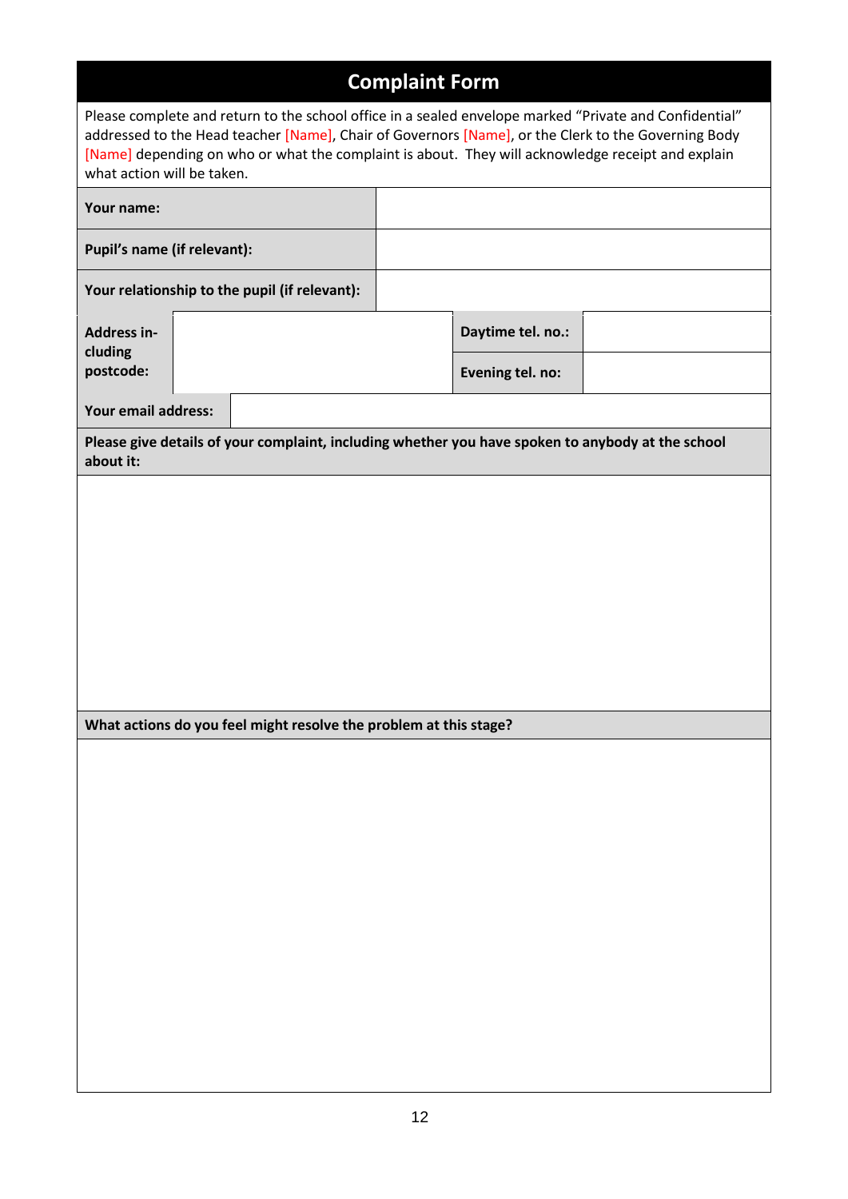# Complaint Form

Please complete and return to the school office in a sealed envelope marked "Private and Confidential" addressed to the Head teacher [Name], Chair of Governors [Name], or the Clerk to the Governing Body [Name] depending on who or what the complaint is about. They will acknowledge receipt and explain what action will be taken.

| | | | |
|---|---|---|---|
| **Your name:** | | | |
| **Pupil's name (if relevant):** | | | |
| **Your relationship to the pupil (if relevant):** | | | |
| **Address including postcode:** | | **Daytime tel. no.:** | |
| | | **Evening tel. no:** | |
| **Your email address:** | | | |

**Please give details of your complaint, including whether you have spoken to anybody at the school about it:**

**What actions do you feel might resolve the problem at this stage?**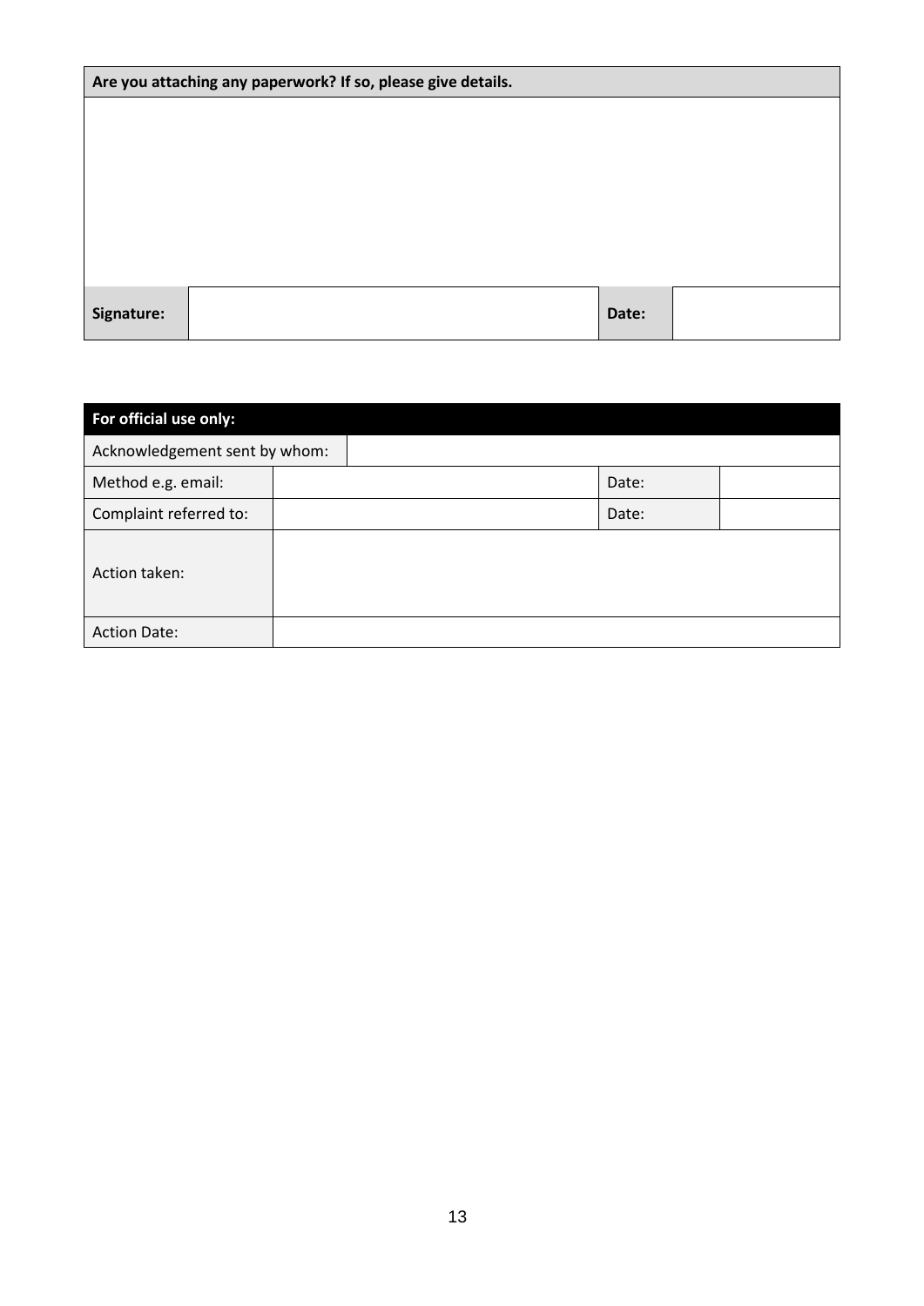| Are you attaching any paperwork? If so, please give details. | | | |
|---|---|---|---|
| | | | |
| **Signature:** | | **Date:** | |

| For official use only: | | | |
|---|---|---|---|
| Acknowledgement sent by whom: | | | |
| Method e.g. email: | | Date: | |
| Complaint referred to: | | Date: | |
| Action taken: | | | |
| Action Date: | | | |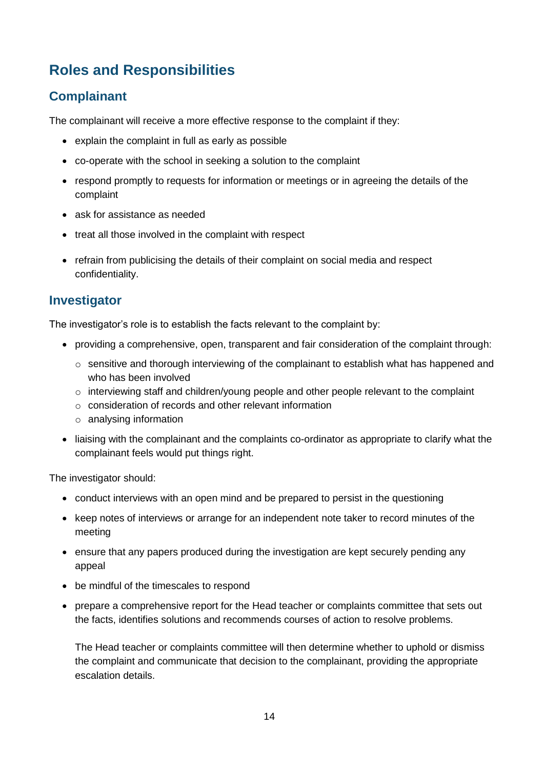## Roles and Responsibilities

### Complainant

The complainant will receive a more effective response to the complaint if they:

- explain the complaint in full as early as possible
- co-operate with the school in seeking a solution to the complaint
- respond promptly to requests for information or meetings or in agreeing the details of the complaint
- ask for assistance as needed
- treat all those involved in the complaint with respect
- refrain from publicising the details of their complaint on social media and respect confidentiality.

### Investigator

The investigator's role is to establish the facts relevant to the complaint by:

- providing a comprehensive, open, transparent and fair consideration of the complaint through:
  - sensitive and thorough interviewing of the complainant to establish what has happened and who has been involved
  - interviewing staff and children/young people and other people relevant to the complaint
  - consideration of records and other relevant information
  - analysing information
- liaising with the complainant and the complaints co-ordinator as appropriate to clarify what the complainant feels would put things right.

The investigator should:

- conduct interviews with an open mind and be prepared to persist in the questioning
- keep notes of interviews or arrange for an independent note taker to record minutes of the meeting
- ensure that any papers produced during the investigation are kept securely pending any appeal
- be mindful of the timescales to respond
- prepare a comprehensive report for the Head teacher or complaints committee that sets out the facts, identifies solutions and recommends courses of action to resolve problems.

  The Head teacher or complaints committee will then determine whether to uphold or dismiss the complaint and communicate that decision to the complainant, providing the appropriate escalation details.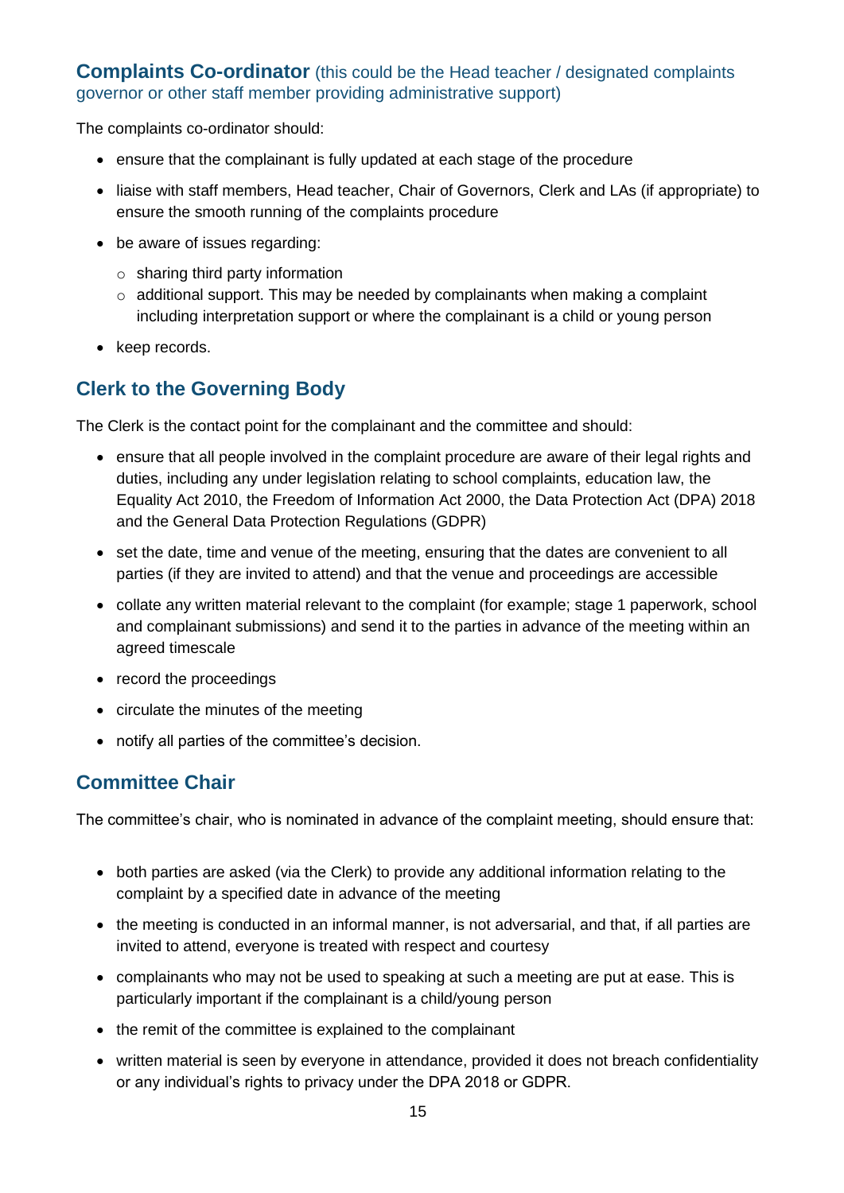## **Complaints Co-ordinator** (this could be the Head teacher / designated complaints governor or other staff member providing administrative support)

The complaints co-ordinator should:

- ensure that the complainant is fully updated at each stage of the procedure
- liaise with staff members, Head teacher, Chair of Governors, Clerk and LAs (if appropriate) to ensure the smooth running of the complaints procedure
- be aware of issues regarding:
  - sharing third party information
  - additional support. This may be needed by complainants when making a complaint including interpretation support or where the complainant is a child or young person
- keep records.

## Clerk to the Governing Body

The Clerk is the contact point for the complainant and the committee and should:

- ensure that all people involved in the complaint procedure are aware of their legal rights and duties, including any under legislation relating to school complaints, education law, the Equality Act 2010, the Freedom of Information Act 2000, the Data Protection Act (DPA) 2018 and the General Data Protection Regulations (GDPR)
- set the date, time and venue of the meeting, ensuring that the dates are convenient to all parties (if they are invited to attend) and that the venue and proceedings are accessible
- collate any written material relevant to the complaint (for example; stage 1 paperwork, school and complainant submissions) and send it to the parties in advance of the meeting within an agreed timescale
- record the proceedings
- circulate the minutes of the meeting
- notify all parties of the committee's decision.

## Committee Chair

The committee's chair, who is nominated in advance of the complaint meeting, should ensure that:

- both parties are asked (via the Clerk) to provide any additional information relating to the complaint by a specified date in advance of the meeting
- the meeting is conducted in an informal manner, is not adversarial, and that, if all parties are invited to attend, everyone is treated with respect and courtesy
- complainants who may not be used to speaking at such a meeting are put at ease. This is particularly important if the complainant is a child/young person
- the remit of the committee is explained to the complainant
- written material is seen by everyone in attendance, provided it does not breach confidentiality or any individual's rights to privacy under the DPA 2018 or GDPR.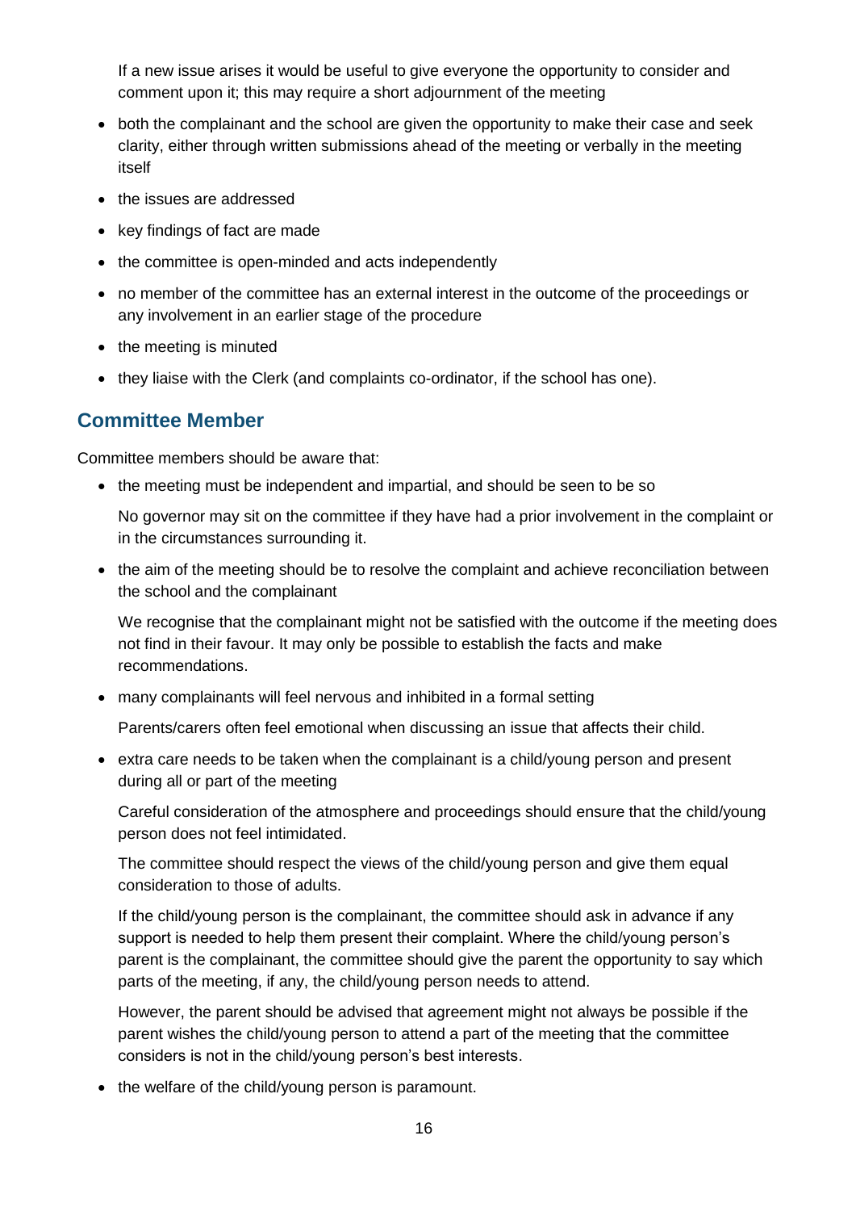If a new issue arises it would be useful to give everyone the opportunity to consider and comment upon it; this may require a short adjournment of the meeting

- both the complainant and the school are given the opportunity to make their case and seek clarity, either through written submissions ahead of the meeting or verbally in the meeting itself
- the issues are addressed
- key findings of fact are made
- the committee is open-minded and acts independently
- no member of the committee has an external interest in the outcome of the proceedings or any involvement in an earlier stage of the procedure
- the meeting is minuted
- they liaise with the Clerk (and complaints co-ordinator, if the school has one).

## Committee Member

Committee members should be aware that:

- the meeting must be independent and impartial, and should be seen to be so

  No governor may sit on the committee if they have had a prior involvement in the complaint or in the circumstances surrounding it.

- the aim of the meeting should be to resolve the complaint and achieve reconciliation between the school and the complainant

  We recognise that the complainant might not be satisfied with the outcome if the meeting does not find in their favour. It may only be possible to establish the facts and make recommendations.

- many complainants will feel nervous and inhibited in a formal setting

  Parents/carers often feel emotional when discussing an issue that affects their child.

- extra care needs to be taken when the complainant is a child/young person and present during all or part of the meeting

  Careful consideration of the atmosphere and proceedings should ensure that the child/young person does not feel intimidated.

  The committee should respect the views of the child/young person and give them equal consideration to those of adults.

  If the child/young person is the complainant, the committee should ask in advance if any support is needed to help them present their complaint. Where the child/young person's parent is the complainant, the committee should give the parent the opportunity to say which parts of the meeting, if any, the child/young person needs to attend.

  However, the parent should be advised that agreement might not always be possible if the parent wishes the child/young person to attend a part of the meeting that the committee considers is not in the child/young person's best interests.

- the welfare of the child/young person is paramount.